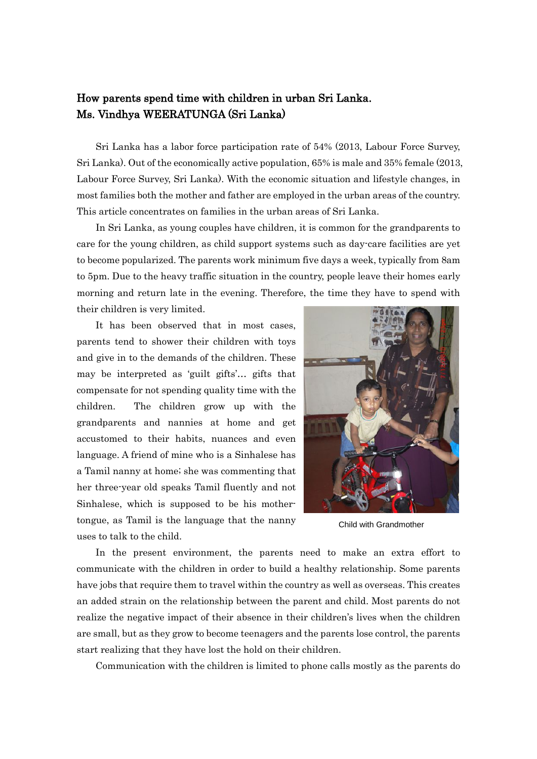# How parents spend time with children in urban Sri Lanka.
## Ms. Vindhya WEERATUNGA (Sri Lanka)

Sri Lanka has a labor force participation rate of 54% (2013, Labour Force Survey, Sri Lanka). Out of the economically active population, 65% is male and 35% female (2013, Labour Force Survey, Sri Lanka). With the economic situation and lifestyle changes, in most families both the mother and father are employed in the urban areas of the country. This article concentrates on families in the urban areas of Sri Lanka.

In Sri Lanka, as young couples have children, it is common for the grandparents to care for the young children, as child support systems such as day-care facilities are yet to become popularized. The parents work minimum five days a week, typically from 8am to 5pm. Due to the heavy traffic situation in the country, people leave their homes early morning and return late in the evening. Therefore, the time they have to spend with their children is very limited.

It has been observed that in most cases, parents tend to shower their children with toys and give in to the demands of the children. These may be interpreted as 'guilt gifts'… gifts that compensate for not spending quality time with the children. The children grow up with the grandparents and nannies at home and get accustomed to their habits, nuances and even language. A friend of mine who is a Sinhalese has a Tamil nanny at home; she was commenting that her three-year old speaks Tamil fluently and not Sinhalese, which is supposed to be his mother-tongue, as Tamil is the language that the nanny uses to talk to the child.

Child with Grandmother

In the present environment, the parents need to make an extra effort to communicate with the children in order to build a healthy relationship. Some parents have jobs that require them to travel within the country as well as overseas. This creates an added strain on the relationship between the parent and child. Most parents do not realize the negative impact of their absence in their children's lives when the children are small, but as they grow to become teenagers and the parents lose control, the parents start realizing that they have lost the hold on their children.

Communication with the children is limited to phone calls mostly as the parents do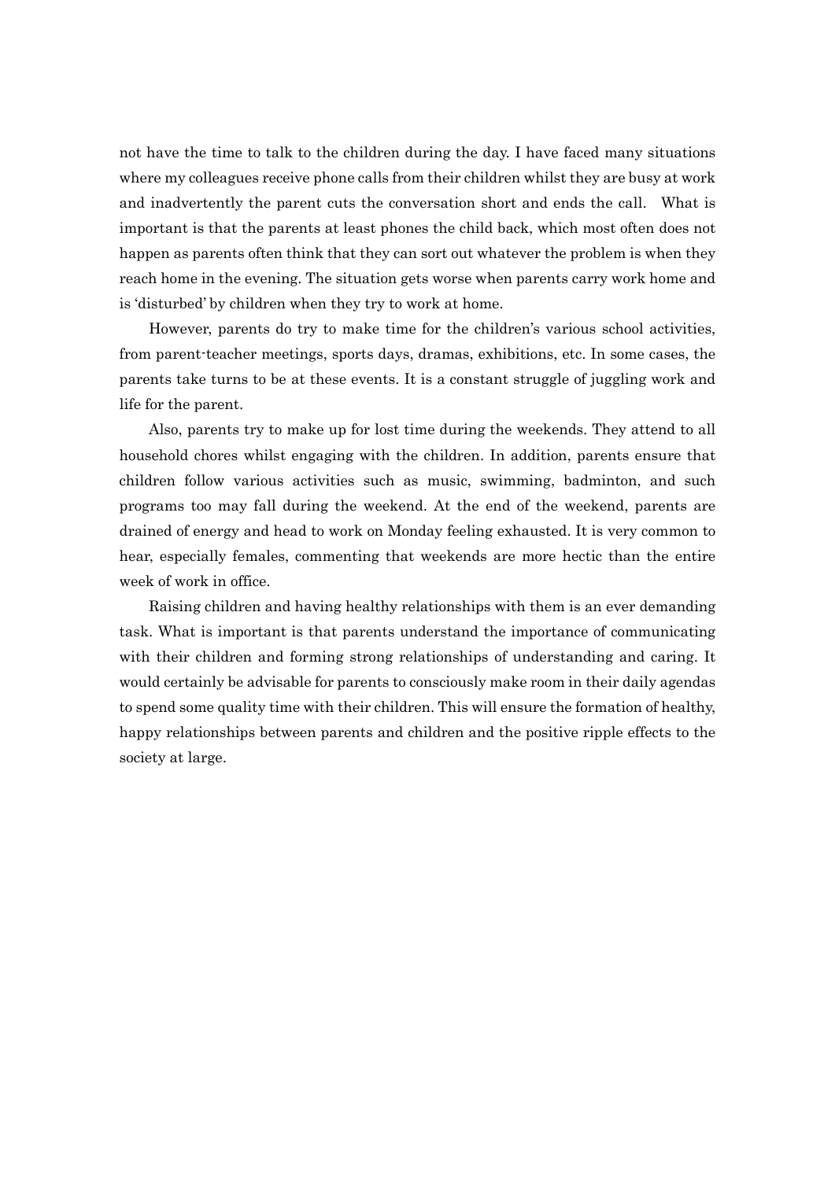not have the time to talk to the children during the day. I have faced many situations where my colleagues receive phone calls from their children whilst they are busy at work and inadvertently the parent cuts the conversation short and ends the call. What is important is that the parents at least phones the child back, which most often does not happen as parents often think that they can sort out whatever the problem is when they reach home in the evening. The situation gets worse when parents carry work home and is 'disturbed' by children when they try to work at home.

However, parents do try to make time for the children's various school activities, from parent-teacher meetings, sports days, dramas, exhibitions, etc. In some cases, the parents take turns to be at these events. It is a constant struggle of juggling work and life for the parent.

Also, parents try to make up for lost time during the weekends. They attend to all household chores whilst engaging with the children. In addition, parents ensure that children follow various activities such as music, swimming, badminton, and such programs too may fall during the weekend. At the end of the weekend, parents are drained of energy and head to work on Monday feeling exhausted. It is very common to hear, especially females, commenting that weekends are more hectic than the entire week of work in office.

Raising children and having healthy relationships with them is an ever demanding task. What is important is that parents understand the importance of communicating with their children and forming strong relationships of understanding and caring. It would certainly be advisable for parents to consciously make room in their daily agendas to spend some quality time with their children. This will ensure the formation of healthy, happy relationships between parents and children and the positive ripple effects to the society at large.